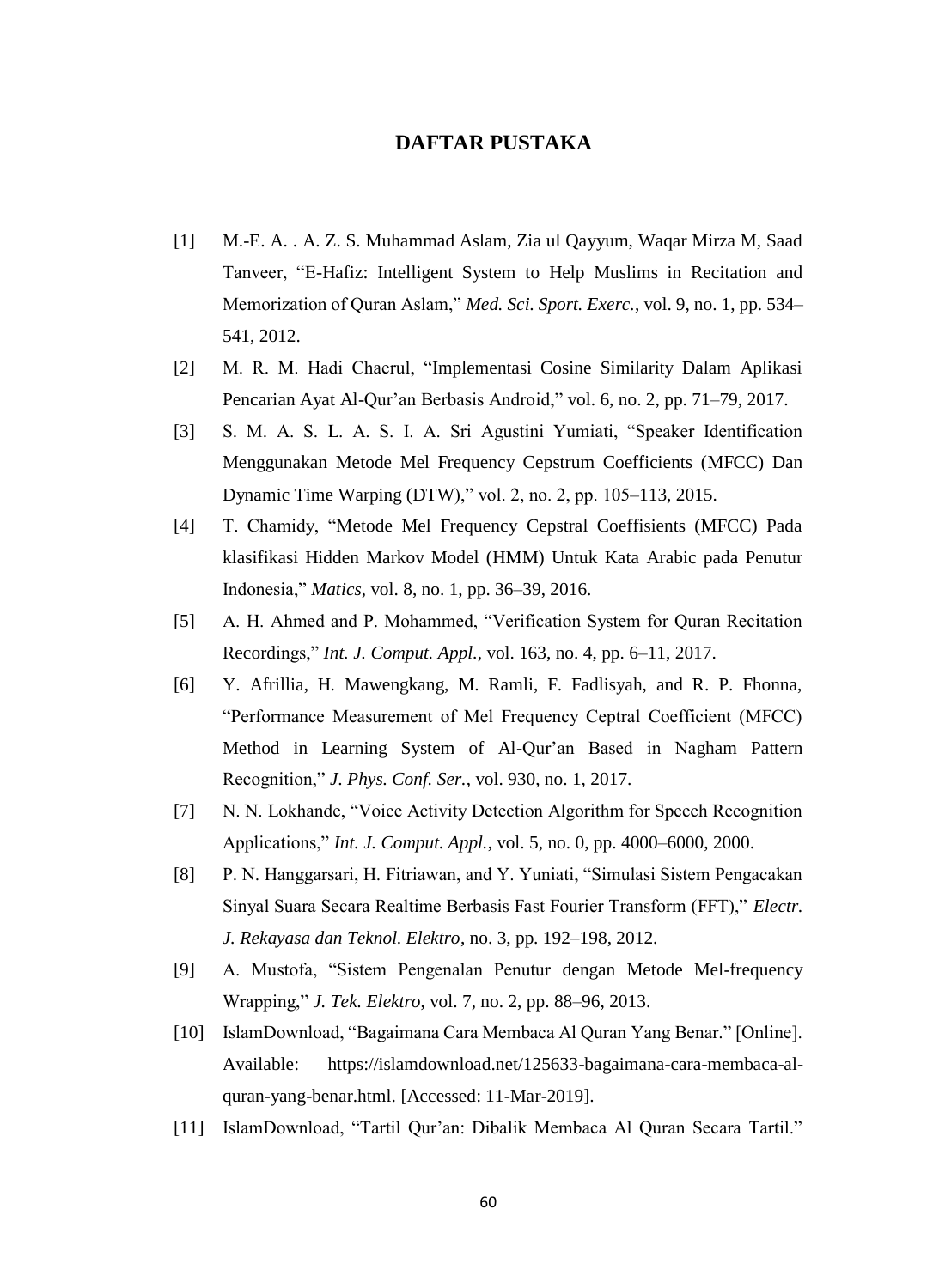# DAFTAR PUSTAKA

[1] M.-E. A. . A. Z. S. Muhammad Aslam, Zia ul Qayyum, Waqar Mirza M, Saad Tanveer, "E-Hafiz: Intelligent System to Help Muslims in Recitation and Memorization of Quran Aslam," *Med. Sci. Sport. Exerc.*, vol. 9, no. 1, pp. 534–541, 2012.

[2] M. R. M. Hadi Chaerul, "Implementasi Cosine Similarity Dalam Aplikasi Pencarian Ayat Al-Qur'an Berbasis Android," vol. 6, no. 2, pp. 71–79, 2017.

[3] S. M. A. S. L. A. S. I. A. Sri Agustini Yumiati, "Speaker Identification Menggunakan Metode Mel Frequency Cepstrum Coefficients (MFCC) Dan Dynamic Time Warping (DTW)," vol. 2, no. 2, pp. 105–113, 2015.

[4] T. Chamidy, "Metode Mel Frequency Cepstral Coeffisients (MFCC) Pada klasifikasi Hidden Markov Model (HMM) Untuk Kata Arabic pada Penutur Indonesia," *Matics*, vol. 8, no. 1, pp. 36–39, 2016.

[5] A. H. Ahmed and P. Mohammed, "Verification System for Quran Recitation Recordings," *Int. J. Comput. Appl.*, vol. 163, no. 4, pp. 6–11, 2017.

[6] Y. Afrillia, H. Mawengkang, M. Ramli, F. Fadlisyah, and R. P. Fhonna, "Performance Measurement of Mel Frequency Ceptral Coefficient (MFCC) Method in Learning System of Al-Qur'an Based in Nagham Pattern Recognition," *J. Phys. Conf. Ser.*, vol. 930, no. 1, 2017.

[7] N. N. Lokhande, "Voice Activity Detection Algorithm for Speech Recognition Applications," *Int. J. Comput. Appl.*, vol. 5, no. 0, pp. 4000–6000, 2000.

[8] P. N. Hanggarsari, H. Fitriawan, and Y. Yuniati, "Simulasi Sistem Pengacakan Sinyal Suara Secara Realtime Berbasis Fast Fourier Transform (FFT)," *Electr. J. Rekayasa dan Teknol. Elektro*, no. 3, pp. 192–198, 2012.

[9] A. Mustofa, "Sistem Pengenalan Penutur dengan Metode Mel-frequency Wrapping," *J. Tek. Elektro*, vol. 7, no. 2, pp. 88–96, 2013.

[10] IslamDownload, "Bagaimana Cara Membaca Al Quran Yang Benar." [Online]. Available: https://islamdownload.net/125633-bagaimana-cara-membaca-al-quran-yang-benar.html. [Accessed: 11-Mar-2019].

[11] IslamDownload, "Tartil Qur'an: Dibalik Membaca Al Quran Secara Tartil."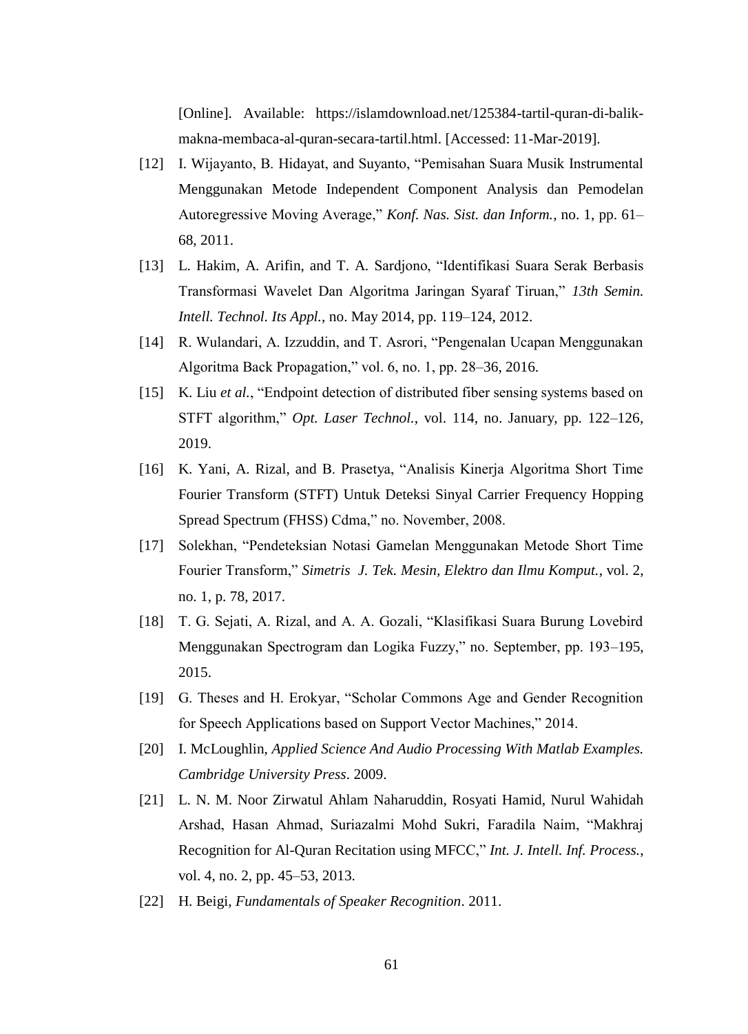[Online]. Available: https://islamdownload.net/125384-tartil-quran-di-balik-makna-membaca-al-quran-secara-tartil.html. [Accessed: 11-Mar-2019].

[12] I. Wijayanto, B. Hidayat, and Suyanto, "Pemisahan Suara Musik Instrumental Menggunakan Metode Independent Component Analysis dan Pemodelan Autoregressive Moving Average," *Konf. Nas. Sist. dan Inform.*, no. 1, pp. 61–68, 2011.

[13] L. Hakim, A. Arifin, and T. A. Sardjono, "Identifikasi Suara Serak Berbasis Transformasi Wavelet Dan Algoritma Jaringan Syaraf Tiruan," *13th Semin. Intell. Technol. Its Appl.*, no. May 2014, pp. 119–124, 2012.

[14] R. Wulandari, A. Izzuddin, and T. Asrori, "Pengenalan Ucapan Menggunakan Algoritma Back Propagation," vol. 6, no. 1, pp. 28–36, 2016.

[15] K. Liu *et al.*, "Endpoint detection of distributed fiber sensing systems based on STFT algorithm," *Opt. Laser Technol.*, vol. 114, no. January, pp. 122–126, 2019.

[16] K. Yani, A. Rizal, and B. Prasetya, "Analisis Kinerja Algoritma Short Time Fourier Transform (STFT) Untuk Deteksi Sinyal Carrier Frequency Hopping Spread Spectrum (FHSS) Cdma," no. November, 2008.

[17] Solekhan, "Pendeteksian Notasi Gamelan Menggunakan Metode Short Time Fourier Transform," *Simetris J. Tek. Mesin, Elektro dan Ilmu Komput.*, vol. 2, no. 1, p. 78, 2017.

[18] T. G. Sejati, A. Rizal, and A. A. Gozali, "Klasifikasi Suara Burung Lovebird Menggunakan Spectrogram dan Logika Fuzzy," no. September, pp. 193–195, 2015.

[19] G. Theses and H. Erokyar, "Scholar Commons Age and Gender Recognition for Speech Applications based on Support Vector Machines," 2014.

[20] I. McLoughlin, *Applied Science And Audio Processing With Matlab Examples. Cambridge University Press*. 2009.

[21] L. N. M. Noor Zirwatul Ahlam Naharuddin, Rosyati Hamid, Nurul Wahidah Arshad, Hasan Ahmad, Suriazalmi Mohd Sukri, Faradila Naim, "Makhraj Recognition for Al-Quran Recitation using MFCC," *Int. J. Intell. Inf. Process.*, vol. 4, no. 2, pp. 45–53, 2013.

[22] H. Beigi, *Fundamentals of Speaker Recognition*. 2011.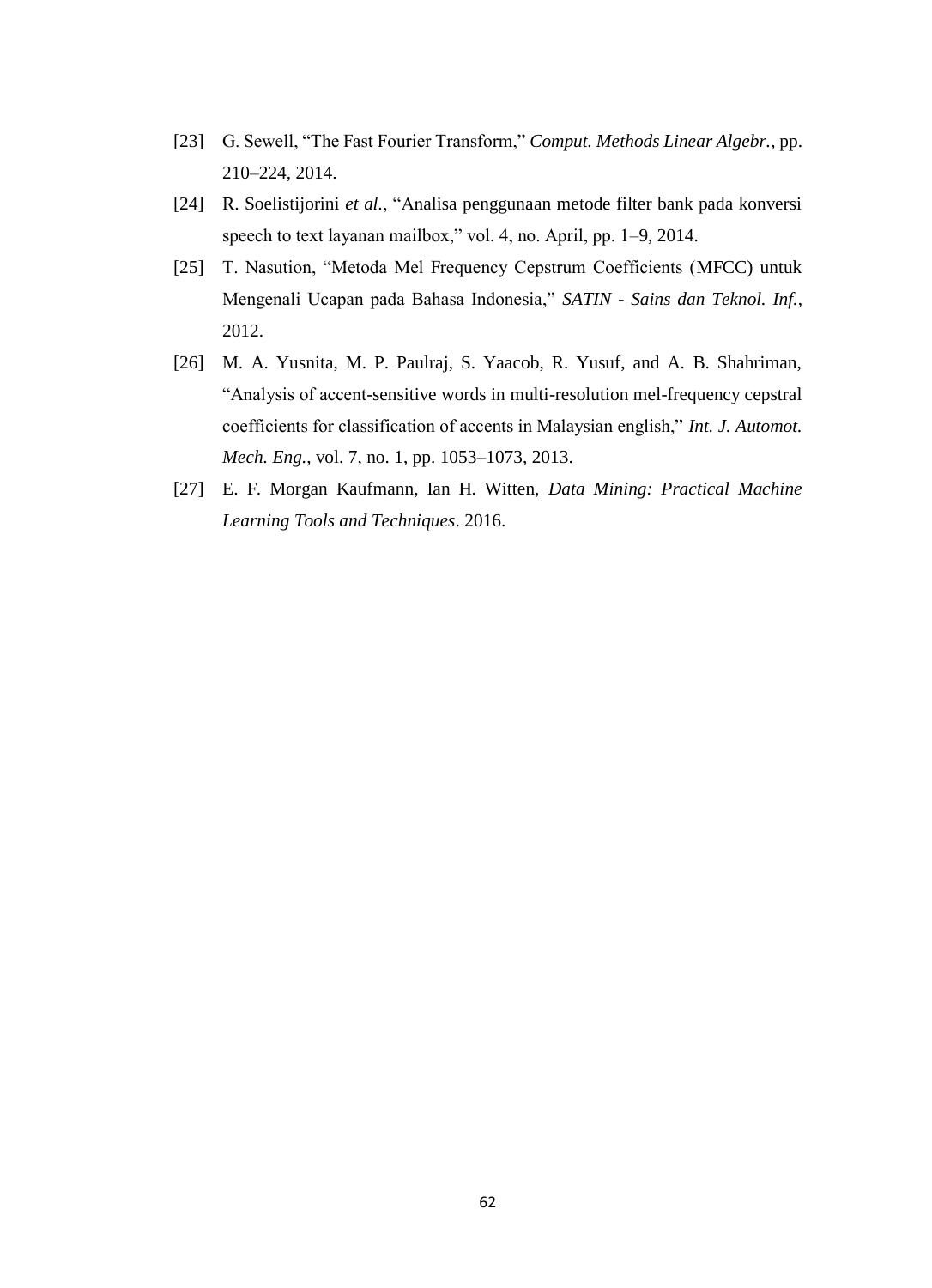[23] G. Sewell, "The Fast Fourier Transform," *Comput. Methods Linear Algebr.*, pp. 210–224, 2014.

[24] R. Soelistijorini *et al.*, "Analisa penggunaan metode filter bank pada konversi speech to text layanan mailbox," vol. 4, no. April, pp. 1–9, 2014.

[25] T. Nasution, "Metoda Mel Frequency Cepstrum Coefficients (MFCC) untuk Mengenali Ucapan pada Bahasa Indonesia," *SATIN - Sains dan Teknol. Inf.*, 2012.

[26] M. A. Yusnita, M. P. Paulraj, S. Yaacob, R. Yusuf, and A. B. Shahriman, "Analysis of accent-sensitive words in multi-resolution mel-frequency cepstral coefficients for classification of accents in Malaysian english," *Int. J. Automot. Mech. Eng.*, vol. 7, no. 1, pp. 1053–1073, 2013.

[27] E. F. Morgan Kaufmann, Ian H. Witten, *Data Mining: Practical Machine Learning Tools and Techniques*. 2016.